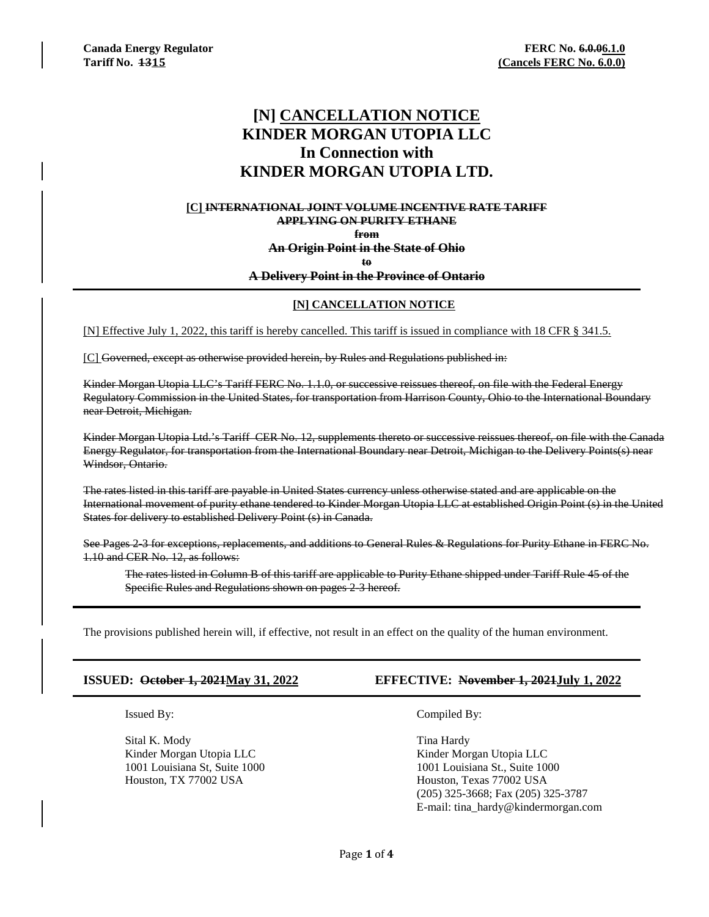**Canada Energy Regulator**
**Tariff No. ~~13~~15**

**FERC No. ~~6.0.0~~6.1.0**
**(Cancels FERC No. 6.0.0)**

# [N] CANCELLATION NOTICE
# KINDER MORGAN UTOPIA LLC
# In Connection with
# KINDER MORGAN UTOPIA LTD.

**[C] ~~INTERNATIONAL JOINT VOLUME INCENTIVE RATE TARIFF APPLYING ON PURITY ETHANE from An Origin Point in the State of Ohio to A Delivery Point in the Province of Ontario~~**

**[N] CANCELLATION NOTICE**

[N] Effective July 1, 2022, this tariff is hereby cancelled. This tariff is issued in compliance with 18 CFR § 341.5.

[C] ~~Governed, except as otherwise provided herein, by Rules and Regulations published in:~~

~~Kinder Morgan Utopia LLC's Tariff FERC No. 1.1.0, or successive reissues thereof, on file with the Federal Energy Regulatory Commission in the United States, for transportation from Harrison County, Ohio to the International Boundary near Detroit, Michigan.~~

~~Kinder Morgan Utopia Ltd.'s Tariff CER No. 12, supplements thereto or successive reissues thereof, on file with the Canada Energy Regulator, for transportation from the International Boundary near Detroit, Michigan to the Delivery Points(s) near Windsor, Ontario.~~

~~The rates listed in this tariff are payable in United States currency unless otherwise stated and are applicable on the International movement of purity ethane tendered to Kinder Morgan Utopia LLC at established Origin Point (s) in the United States for delivery to established Delivery Point (s) in Canada.~~

~~See Pages 2-3 for exceptions, replacements, and additions to General Rules & Regulations for Purity Ethane in FERC No. 1.10 and CER No. 12, as follows:~~

> ~~The rates listed in Column B of this tariff are applicable to Purity Ethane shipped under Tariff Rule 45 of the Specific Rules and Regulations shown on pages 2-3 hereof.~~

The provisions published herein will, if effective, not result in an effect on the quality of the human environment.

**ISSUED: ~~October 1, 2021~~May 31, 2022**

**EFFECTIVE: ~~November 1, 2021~~July 1, 2022**

Issued By:

Sital K. Mody
Kinder Morgan Utopia LLC
1001 Louisiana St, Suite 1000
Houston, TX 77002 USA

Compiled By:

Tina Hardy
Kinder Morgan Utopia LLC
1001 Louisiana St., Suite 1000
Houston, Texas 77002 USA
(205) 325-3668; Fax (205) 325-3787
E-mail: tina_hardy@kindermorgan.com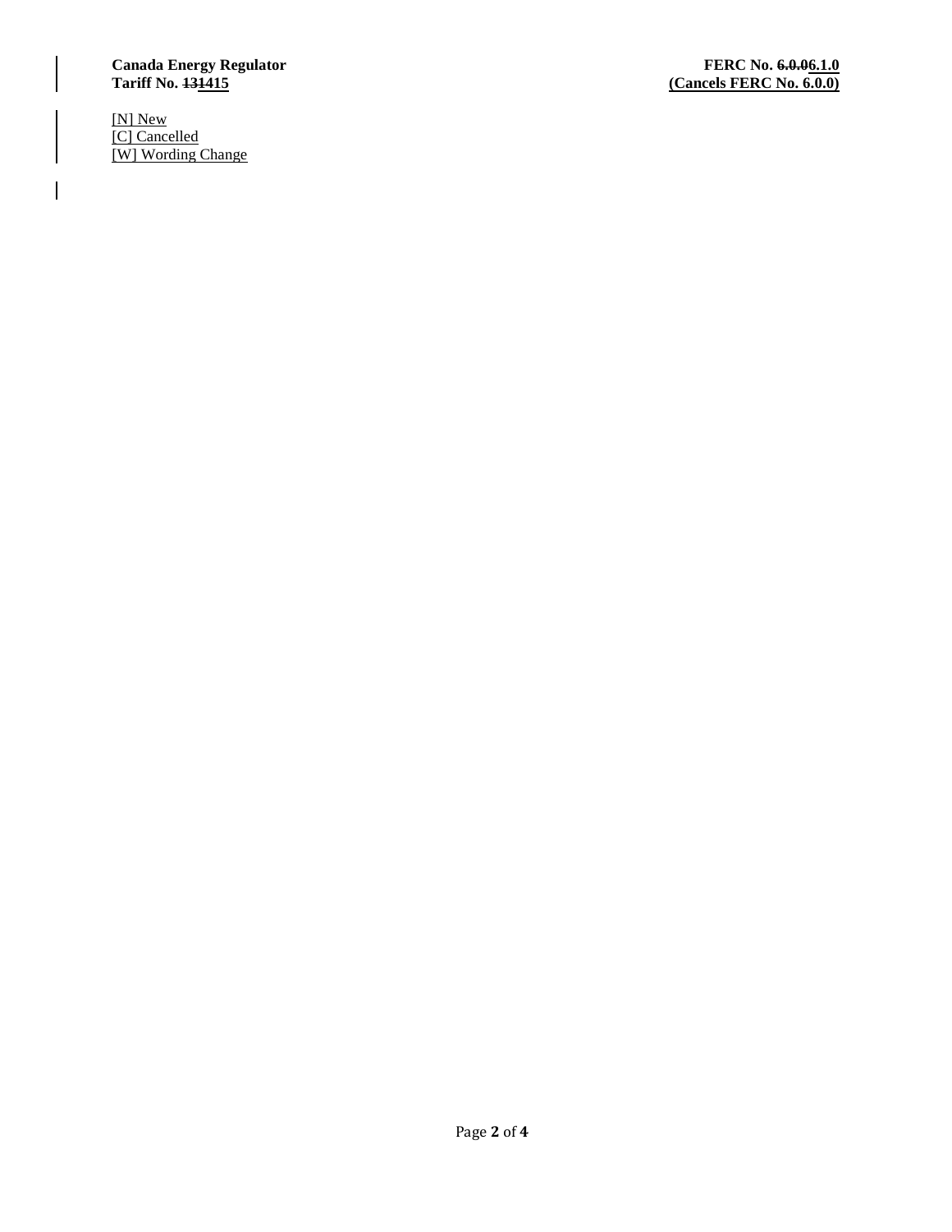[N] New
[C] Cancelled
[W] Wording Change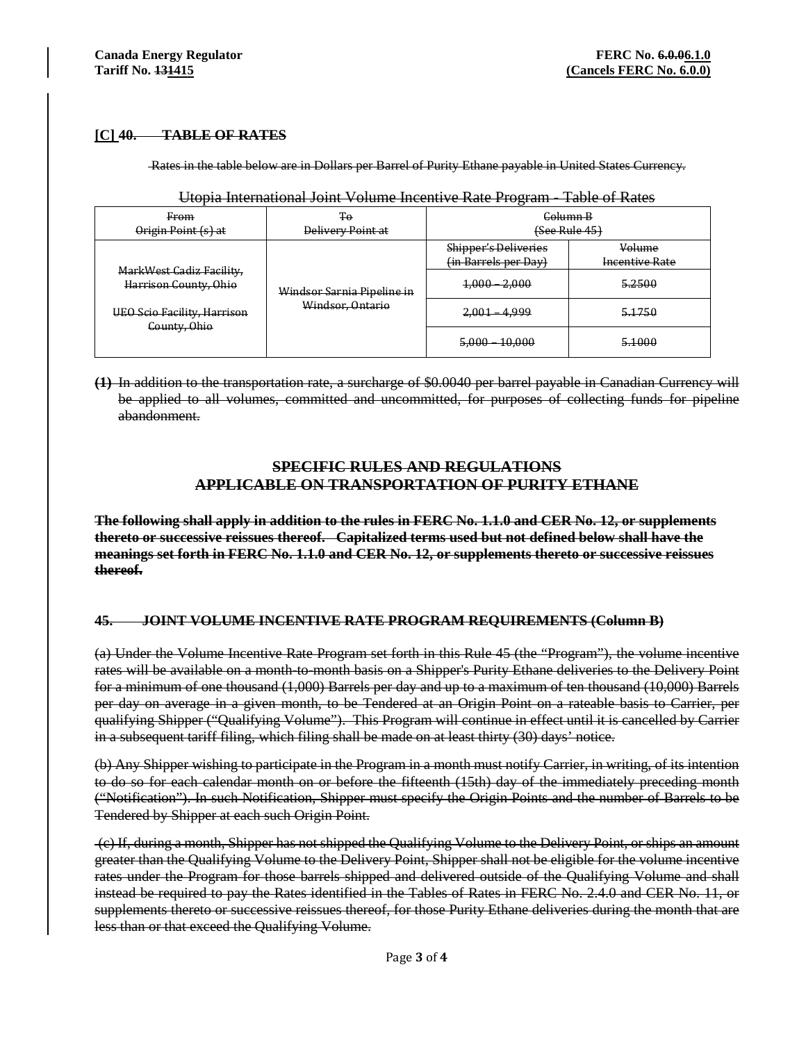**[C] 40. TABLE OF RATES**

Rates in the table below are in Dollars per Barrel of Purity Ethane payable in United States Currency.

Utopia International Joint Volume Incentive Rate Program - Table of Rates

| From Origin Point (s) at | To Delivery Point at | Column B (See Rule 45) | |
|---|---|---|---|
| | | Shipper's Deliveries (in Barrels per Day) | Volume Incentive Rate |
| MarkWest Cadiz Facility, Harrison County, Ohio<br><br>UEO Scio Facility, Harrison County, Ohio | Windsor Sarnia Pipeline in Windsor, Ontario | 1,000 – 2,000 | 5.2500 |
| | | 2,001 – 4,999 | 5.1750 |
| | | 5,000 – 10,000 | 5.1000 |

**(1)** In addition to the transportation rate, a surcharge of $0.0040 per barrel payable in Canadian Currency will be applied to all volumes, committed and uncommitted, for purposes of collecting funds for pipeline abandonment.

## SPECIFIC RULES AND REGULATIONS APPLICABLE ON TRANSPORTATION OF PURITY ETHANE

**The following shall apply in addition to the rules in FERC No. 1.1.0 and CER No. 12, or supplements thereto or successive reissues thereof. Capitalized terms used but not defined below shall have the meanings set forth in FERC No. 1.1.0 and CER No. 12, or supplements thereto or successive reissues thereof.**

**45. JOINT VOLUME INCENTIVE RATE PROGRAM REQUIREMENTS (Column B)**

(a) Under the Volume Incentive Rate Program set forth in this Rule 45 (the "Program"), the volume incentive rates will be available on a month-to-month basis on a Shipper's Purity Ethane deliveries to the Delivery Point for a minimum of one thousand (1,000) Barrels per day and up to a maximum of ten thousand (10,000) Barrels per day on average in a given month, to be Tendered at an Origin Point on a rateable basis to Carrier, per qualifying Shipper ("Qualifying Volume"). This Program will continue in effect until it is cancelled by Carrier in a subsequent tariff filing, which filing shall be made on at least thirty (30) days' notice.

(b) Any Shipper wishing to participate in the Program in a month must notify Carrier, in writing, of its intention to do so for each calendar month on or before the fifteenth (15th) day of the immediately preceding month ("Notification"). In such Notification, Shipper must specify the Origin Points and the number of Barrels to be Tendered by Shipper at each such Origin Point.

(c) If, during a month, Shipper has not shipped the Qualifying Volume to the Delivery Point, or ships an amount greater than the Qualifying Volume to the Delivery Point, Shipper shall not be eligible for the volume incentive rates under the Program for those barrels shipped and delivered outside of the Qualifying Volume and shall instead be required to pay the Rates identified in the Tables of Rates in FERC No. 2.4.0 and CER No. 11, or supplements thereto or successive reissues thereof, for those Purity Ethane deliveries during the month that are less than or that exceed the Qualifying Volume.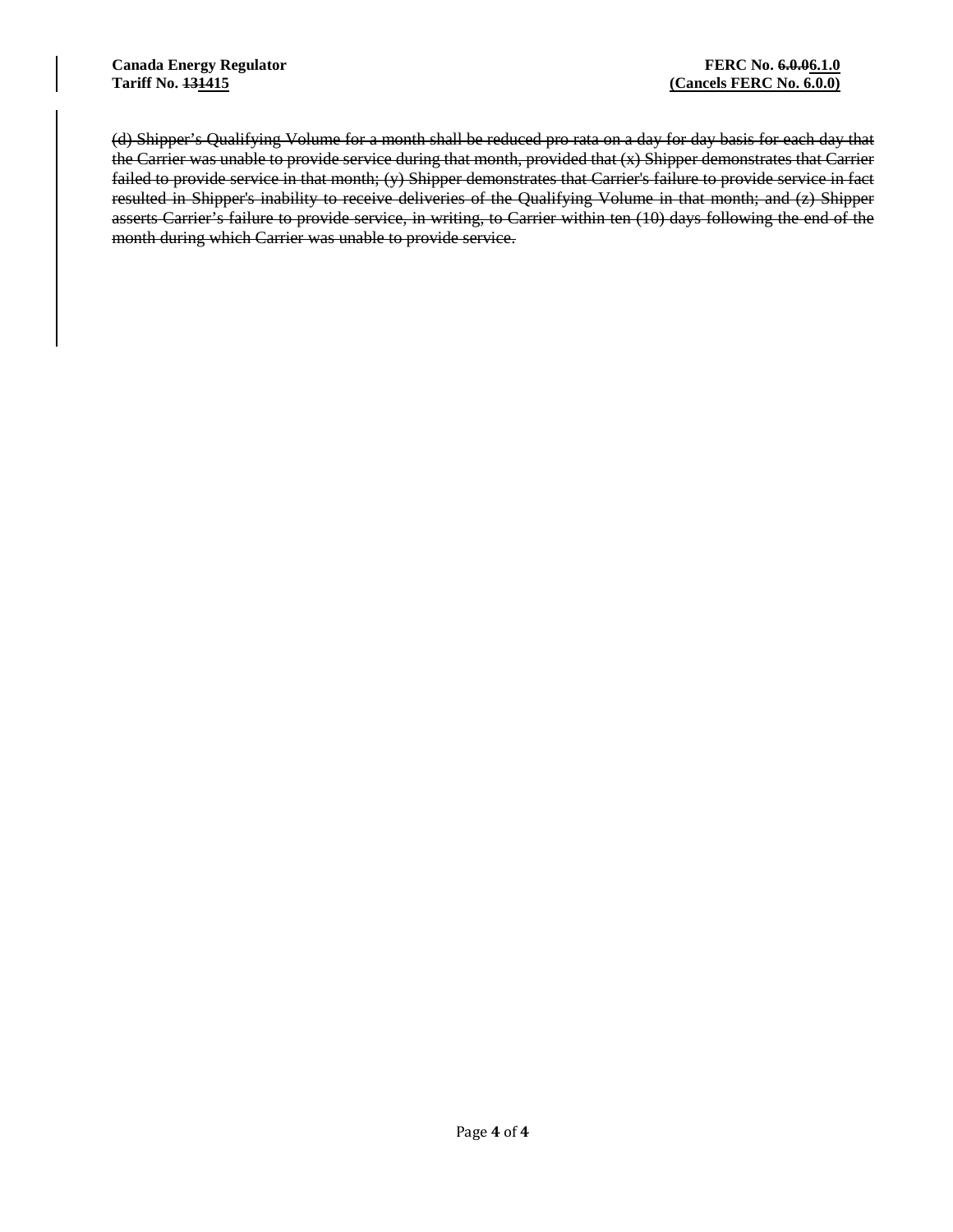~~(d) Shipper's Qualifying Volume for a month shall be reduced pro rata on a day for day basis for each day that the Carrier was unable to provide service during that month, provided that (x) Shipper demonstrates that Carrier failed to provide service in that month; (y) Shipper demonstrates that Carrier's failure to provide service in fact resulted in Shipper's inability to receive deliveries of the Qualifying Volume in that month; and (z) Shipper asserts Carrier's failure to provide service, in writing, to Carrier within ten (10) days following the end of the month during which Carrier was unable to provide service.~~